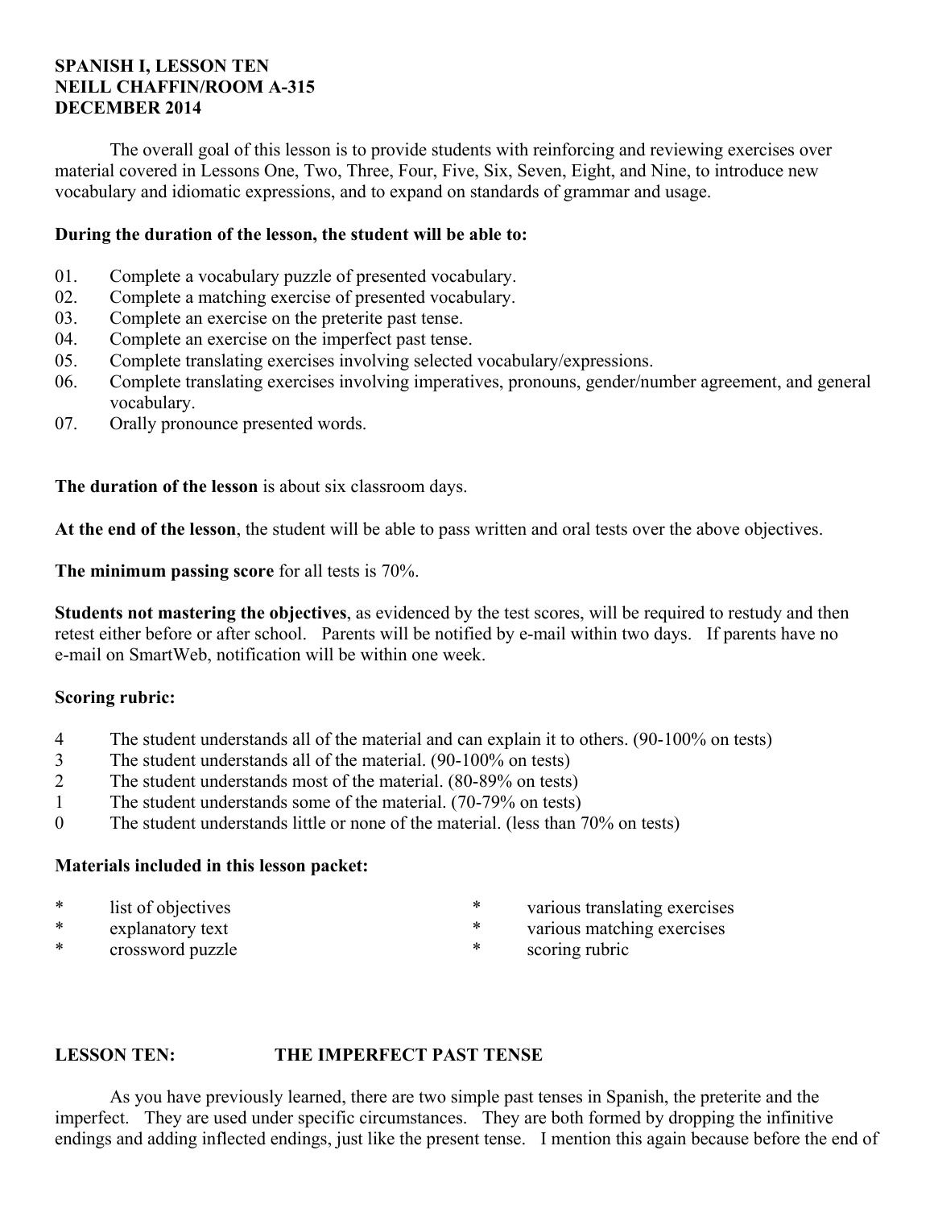**SPANISH I, LESSON TEN**
**NEILL CHAFFIN/ROOM A-315**
**DECEMBER 2014**

The overall goal of this lesson is to provide students with reinforcing and reviewing exercises over material covered in Lessons One, Two, Three, Four, Five, Six, Seven, Eight, and Nine, to introduce new vocabulary and idiomatic expressions, and to expand on standards of grammar and usage.

**During the duration of the lesson, the student will be able to:**

01. Complete a vocabulary puzzle of presented vocabulary.
02. Complete a matching exercise of presented vocabulary.
03. Complete an exercise on the preterite past tense.
04. Complete an exercise on the imperfect past tense.
05. Complete translating exercises involving selected vocabulary/expressions.
06. Complete translating exercises involving imperatives, pronouns, gender/number agreement, and general vocabulary.
07. Orally pronounce presented words.

**The duration of the lesson** is about six classroom days.

**At the end of the lesson**, the student will be able to pass written and oral tests over the above objectives.

**The minimum passing score** for all tests is 70%.

**Students not mastering the objectives**, as evidenced by the test scores, will be required to restudy and then retest either before or after school. Parents will be notified by e-mail within two days. If parents have no e-mail on SmartWeb, notification will be within one week.

**Scoring rubric:**

4 The student understands all of the material and can explain it to others. (90-100% on tests)
3 The student understands all of the material. (90-100% on tests)
2 The student understands most of the material. (80-89% on tests)
1 The student understands some of the material. (70-79% on tests)
0 The student understands little or none of the material. (less than 70% on tests)

**Materials included in this lesson packet:**

* list of objectives
* explanatory text
* crossword puzzle
* various translating exercises
* various matching exercises
* scoring rubric

**LESSON TEN: THE IMPERFECT PAST TENSE**

As you have previously learned, there are two simple past tenses in Spanish, the preterite and the imperfect. They are used under specific circumstances. They are both formed by dropping the infinitive endings and adding inflected endings, just like the present tense. I mention this again because before the end of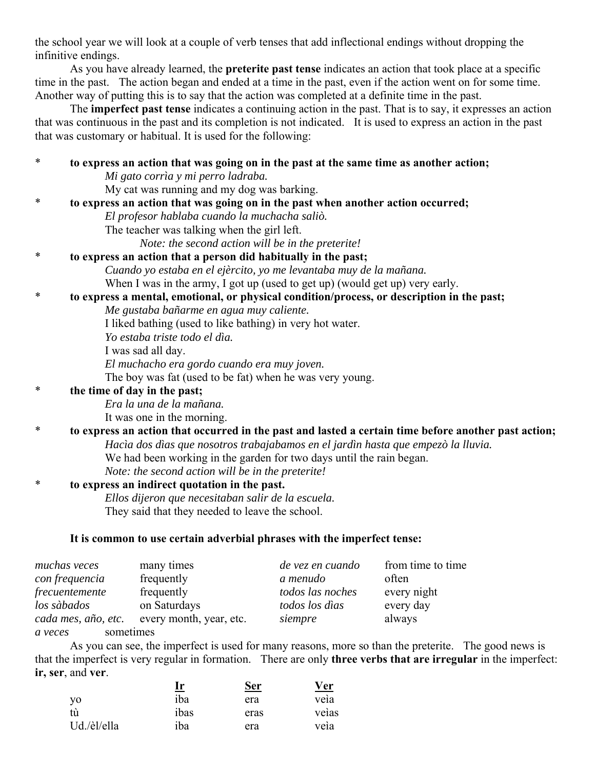the school year we will look at a couple of verb tenses that add inflectional endings without dropping the infinitive endings.

As you have already learned, the **preterite past tense** indicates an action that took place at a specific time in the past. The action began and ended at a time in the past, even if the action went on for some time. Another way of putting this is to say that the action was completed at a definite time in the past.

The **imperfect past tense** indicates a continuing action in the past. That is to say, it expresses an action that was continuous in the past and its completion is not indicated. It is used to express an action in the past that was customary or habitual. It is used for the following:

* **to express an action that was going on in the past at the same time as another action;**
  *Mi gato corrìa y mi perro ladraba.*
  My cat was running and my dog was barking.
* **to express an action that was going on in the past when another action occurred;**
  *El profesor hablaba cuando la muchacha saliò.*
  The teacher was talking when the girl left.
  *Note: the second action will be in the preterite!*
* **to express an action that a person did habitually in the past;**
  *Cuando yo estaba en el ejèrcito, yo me levantaba muy de la mañana.*
  When I was in the army, I got up (used to get up) (would get up) very early.
* **to express a mental, emotional, or physical condition/process, or description in the past;**
  *Me gustaba bañarme en agua muy caliente.*
  I liked bathing (used to like bathing) in very hot water.
  *Yo estaba triste todo el dìa.*
  I was sad all day.
  *El muchacho era gordo cuando era muy joven.*
  The boy was fat (used to be fat) when he was very young.
* **the time of day in the past;**
  *Era la una de la mañana.*
  It was one in the morning.
* **to express an action that occurred in the past and lasted a certain time before another past action;**
  *Hacìa dos dìas que nosotros trabajabamos en el jardìn hasta que empezò la lluvia.*
  We had been working in the garden for two days until the rain began.
  *Note: the second action will be in the preterite!*
* **to express an indirect quotation in the past.**
  *Ellos dijeron que necesitaban salir de la escuela.*
  They said that they needed to leave the school.

**It is common to use certain adverbial phrases with the imperfect tense:**

| | | | |
|---|---|---|---|
| *muchas veces* | many times | *de vez en cuando* | from time to time |
| *con frequencia* | frequently | *a menudo* | often |
| *frecuentemente* | frequently | *todos las noches* | every night |
| *los sàbados* | on Saturdays | *todos los dìas* | every day |
| *cada mes, año, etc.* | every month, year, etc. | *siempre* | always |
| *a veces* | sometimes | | |

As you can see, the imperfect is used for many reasons, more so than the preterite. The good news is that the imperfect is very regular in formation. There are only **three verbs that are irregular** in the imperfect: **ir, ser**, and **ver**.

| | Ir | Ser | Ver |
|---|---|---|---|
| yo | iba | era | veìa |
| tù | ibas | eras | veìas |
| Ud./èl/ella | iba | era | veìa |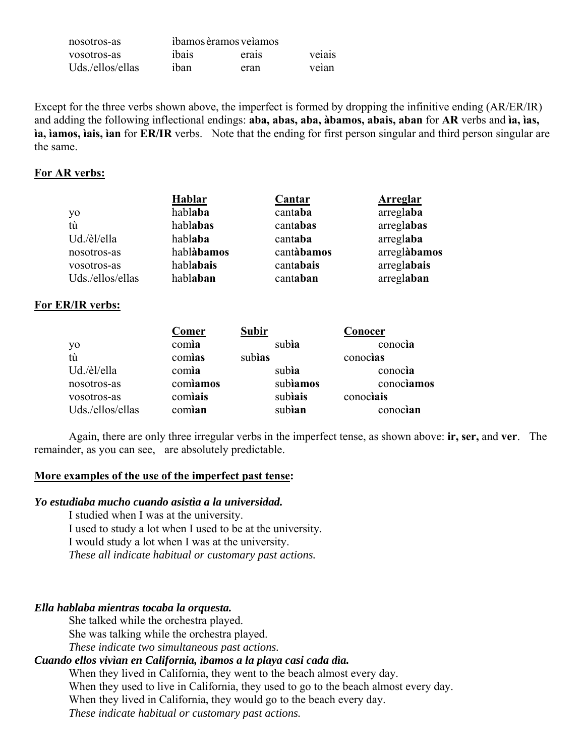| | | | |
|---|---|---|---|
| nosotros-as | ìbamos | èramos | veìamos |
| vosotros-as | ibais | erais | veìais |
| Uds./ellos/ellas | iban | eran | veìan |

Except for the three verbs shown above, the imperfect is formed by dropping the infinitive ending (AR/ER/IR) and adding the following inflectional endings: **aba, abas, aba, àbamos, abais, aban** for **AR** verbs and **ìa, ìas, ìa, ìamos, ìais, ìan** for **ER/IR** verbs. Note that the ending for first person singular and third person singular are the same.

**For AR verbs:**

| | Hablar | Cantar | Arreglar |
|---|---|---|---|
| yo | habl**aba** | cant**aba** | arregl**aba** |
| tù | habl**abas** | cant**abas** | arregl**abas** |
| Ud./èl/ella | habl**aba** | cant**aba** | arregl**aba** |
| nosotros-as | habl**àbamos** | cant**àbamos** | arregl**àbamos** |
| vosotros-as | habl**abais** | cant**abais** | arregl**abais** |
| Uds./ellos/ellas | habl**aban** | cant**aban** | arregl**aban** |

**For ER/IR verbs:**

| | Comer | Subir | Conocer |
|---|---|---|---|
| yo | com**ìa** | sub**ìa** | conoc**ìa** |
| tù | com**ìas** | sub**ìas** | conoc**ìas** |
| Ud./èl/ella | com**ìa** | sub**ìa** | conoc**ìa** |
| nosotros-as | com**ìamos** | sub**ìamos** | conoc**ìamos** |
| vosotros-as | com**ìais** | sub**ìais** | conoc**ìais** |
| Uds./ellos/ellas | com**ìan** | sub**ìan** | conoc**ìan** |

Again, there are only three irregular verbs in the imperfect tense, as shown above: **ir, ser,** and **ver**. The remainder, as you can see, are absolutely predictable.

**More examples of the use of the imperfect past tense:**

***Yo estudiaba mucho cuando asistìa a la universidad.***

I studied when I was at the university.
I used to study a lot when I used to be at the university.
I would study a lot when I was at the university.
*These all indicate habitual or customary past actions.*

***Ella hablaba mientras tocaba la orquesta.***

She talked while the orchestra played.
She was talking while the orchestra played.
*These indicate two simultaneous past actions.*

***Cuando ellos vivìan en California, ìbamos a la playa casi cada dìa.***

When they lived in California, they went to the beach almost every day.
When they used to live in California, they used to go to the beach almost every day.
When they lived in California, they would go to the beach every day.
*These indicate habitual or customary past actions.*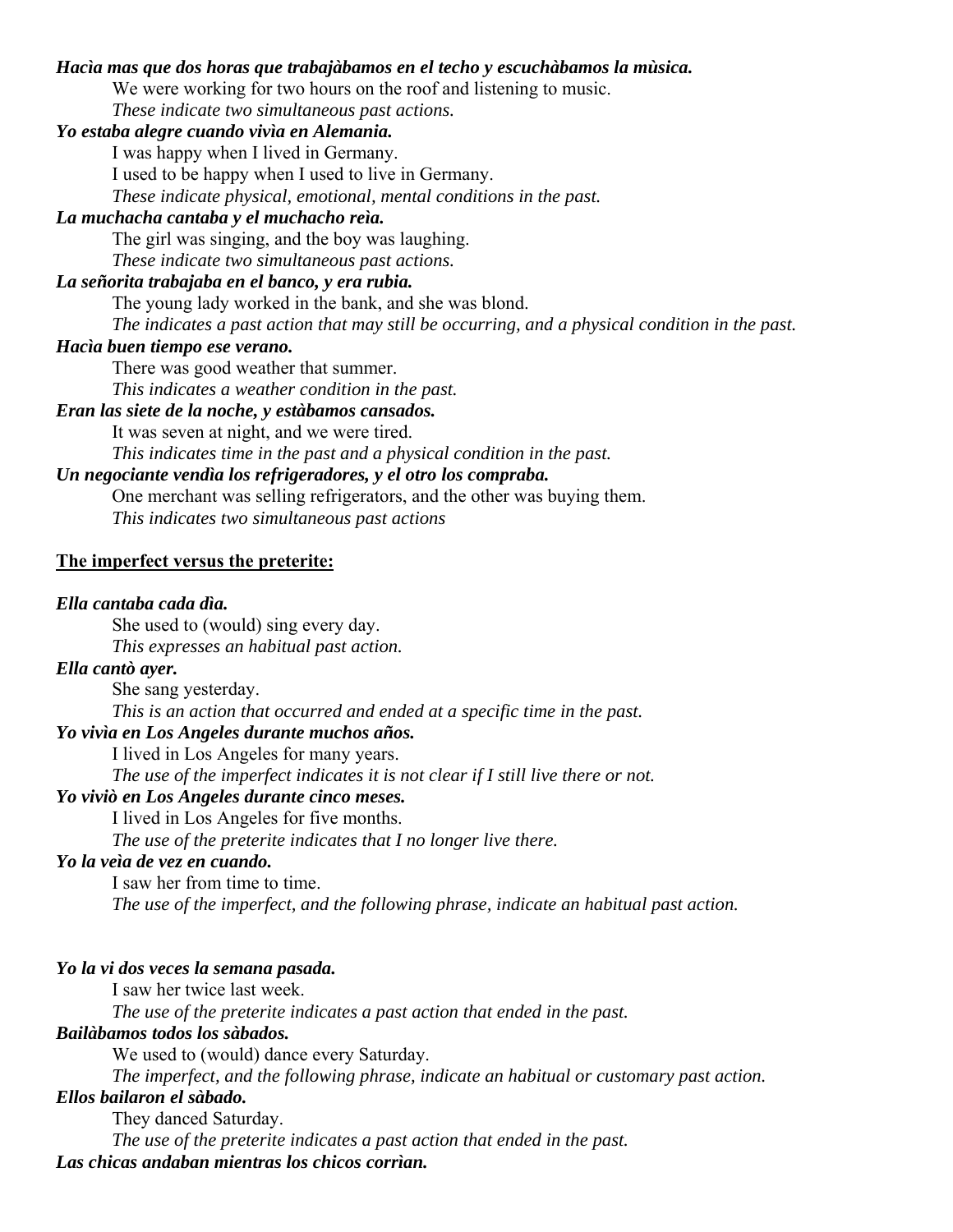***Hacìa mas que dos horas que trabajàbamos en el techo y escuchàbamos la mùsica.***

We were working for two hours on the roof and listening to music.

*These indicate two simultaneous past actions.*

***Yo estaba alegre cuando vivìa en Alemania.***

I was happy when I lived in Germany.

I used to be happy when I used to live in Germany.

*These indicate physical, emotional, mental conditions in the past.*

***La muchacha cantaba y el muchacho reìa.***

The girl was singing, and the boy was laughing.

*These indicate two simultaneous past actions.*

***La señorita trabajaba en el banco, y era rubia.***

The young lady worked in the bank, and she was blond.

*The indicates a past action that may still be occurring, and a physical condition in the past.*

***Hacìa buen tiempo ese verano.***

There was good weather that summer.

*This indicates a weather condition in the past.*

***Eran las siete de la noche, y estàbamos cansados.***

It was seven at night, and we were tired.

*This indicates time in the past and a physical condition in the past.*

***Un negociante vendìa los refrigeradores, y el otro los compraba.***

One merchant was selling refrigerators, and the other was buying them.

*This indicates two simultaneous past actions*

**<u>The imperfect versus the preterite:</u>**

***Ella cantaba cada dìa.***

She used to (would) sing every day.

*This expresses an habitual past action.*

***Ella cantò ayer.***

She sang yesterday.

*This is an action that occurred and ended at a specific time in the past.*

***Yo vivìa en Los Angeles durante muchos años.***

I lived in Los Angeles for many years.

*The use of the imperfect indicates it is not clear if I still live there or not.*

***Yo viviò en Los Angeles durante cinco meses.***

I lived in Los Angeles for five months.

*The use of the preterite indicates that I no longer live there.*

***Yo la veìa de vez en cuando.***

I saw her from time to time.

*The use of the imperfect, and the following phrase, indicate an habitual past action.*

***Yo la vi dos veces la semana pasada.***

I saw her twice last week.

*The use of the preterite indicates a past action that ended in the past.*

***Bailàbamos todos los sàbados.***

We used to (would) dance every Saturday.

*The imperfect, and the following phrase, indicate an habitual or customary past action.*

***Ellos bailaron el sàbado.***

They danced Saturday.

*The use of the preterite indicates a past action that ended in the past.*

***Las chicas andaban mientras los chicos corrìan.***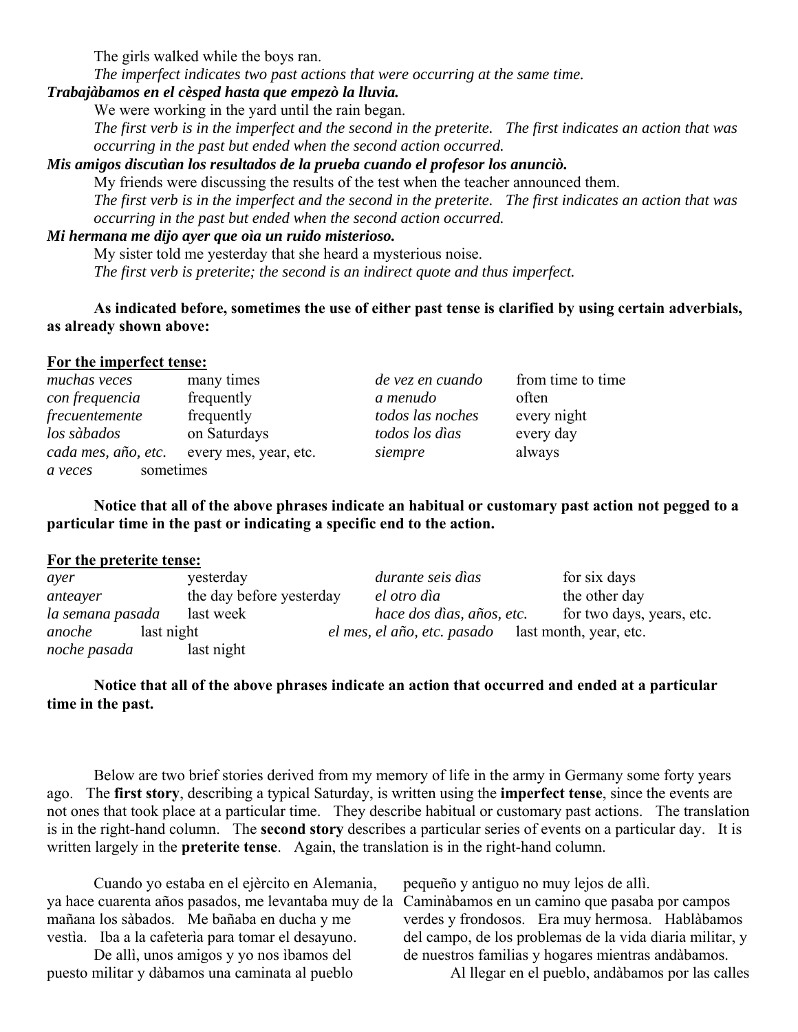The girls walked while the boys ran.

*The imperfect indicates two past actions that were occurring at the same time.*

***Trabajàbamos en el cèsped hasta que empezò la lluvia.***

We were working in the yard until the rain began.

*The first verb is in the imperfect and the second in the preterite. The first indicates an action that was occurring in the past but ended when the second action occurred.*

***Mis amigos discutìan los resultados de la prueba cuando el profesor los anunciò.***

My friends were discussing the results of the test when the teacher announced them.

*The first verb is in the imperfect and the second in the preterite. The first indicates an action that was occurring in the past but ended when the second action occurred.*

***Mi hermana me dijo ayer que oìa un ruido misterioso.***

My sister told me yesterday that she heard a mysterious noise.

*The first verb is preterite; the second is an indirect quote and thus imperfect.*

**As indicated before, sometimes the use of either past tense is clarified by using certain adverbials, as already shown above:**

**For the imperfect tense:**

| | | | |
|---|---|---|---|
| *muchas veces* | many times | *de vez en cuando* | from time to time |
| *con frequencia* | frequently | *a menudo* | often |
| *frecuentemente* | frequently | *todos las noches* | every night |
| *los sàbados* | on Saturdays | *todos los dìas* | every day |
| *cada mes, año, etc.* | every mes, year, etc. | *siempre* | always |
| *a veces* | sometimes | | |

**Notice that all of the above phrases indicate an habitual or customary past action not pegged to a particular time in the past or indicating a specific end to the action.**

**For the preterite tense:**

| | | | |
|---|---|---|---|
| *ayer* | yesterday | *durante seis dìas* | for six days |
| *anteayer* | the day before yesterday | *el otro dìa* | the other day |
| *la semana pasada* | last week | *hace dos dìas, años, etc.* | for two days, years, etc. |
| *anoche* | last night | *el mes, el año, etc. pasado* | last month, year, etc. |
| *noche pasada* | last night | | |

**Notice that all of the above phrases indicate an action that occurred and ended at a particular time in the past.**

Below are two brief stories derived from my memory of life in the army in Germany some forty years ago. The **first story**, describing a typical Saturday, is written using the **imperfect tense**, since the events are not ones that took place at a particular time. They describe habitual or customary past actions. The translation is in the right-hand column. The **second story** describes a particular series of events on a particular day. It is written largely in the **preterite tense**. Again, the translation is in the right-hand column.

Cuando yo estaba en el ejèrcito en Alemania, ya hace cuarenta años pasados, me levantaba muy de la mañana los sàbados. Me bañaba en ducha y me vestìa. Iba a la cafeterìa para tomar el desayuno.

De allì, unos amigos y yo nos ìbamos del puesto militar y dàbamos una caminata al pueblo pequeño y antiguo no muy lejos de allì. Caminàbamos en un camino que pasaba por campos verdes y frondosos. Era muy hermosa. Hablàbamos del campo, de los problemas de la vida diaria militar, y de nuestros familias y hogares mientras andàbamos.

Al llegar en el pueblo, andàbamos por las calles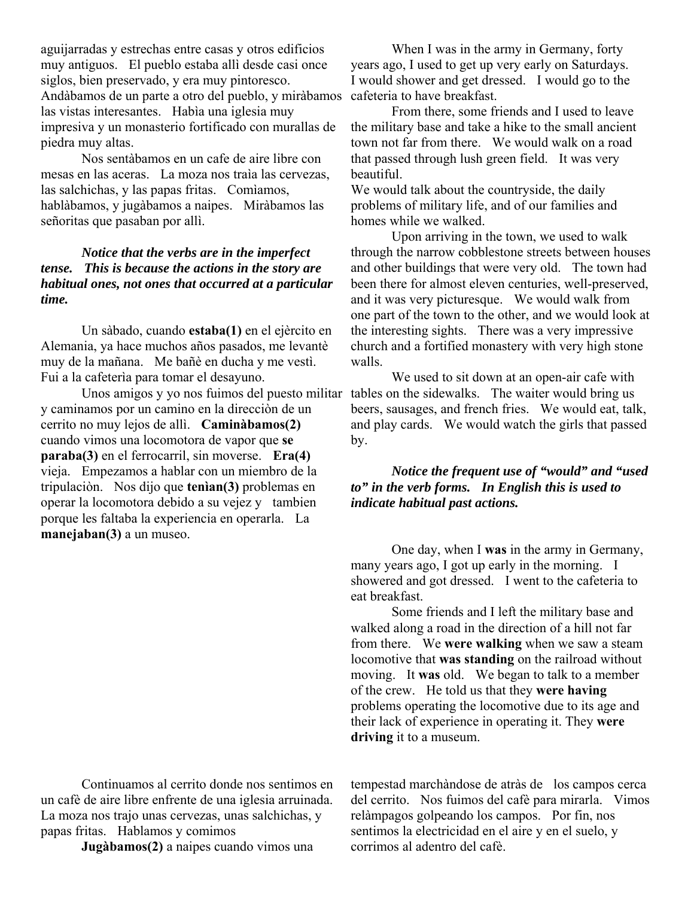aguijarradas y estrechas entre casas y otros edificios muy antiguos.   El pueblo estaba allì desde casi once siglos, bien preservado, y era muy pintoresco.   Andàbamos de un parte a otro del pueblo, y miràbamos las vistas interesantes.   Habìa una iglesia muy impresiva y un monasterio fortificado con murallas de piedra muy altas.

Nos sentàbamos en un cafe de aire libre con mesas en las aceras.   La moza nos traìa las cervezas, las salchichas, y las papas fritas.   Comìamos, hablàbamos, y jugàbamos a naipes.   Miràbamos las señoritas que pasaban por allì.

***Notice that the verbs are in the imperfect tense.   This is because the actions in the story are habitual ones, not ones that occurred at a particular time.***

Un sàbado, cuando **estaba(1)** en el ejèrcito en Alemania, ya hace muchos años pasados, me levantè muy de la mañana.   Me bañè en ducha y me vestì.   Fui a la cafeterìa para tomar el desayuno.

Unos amigos y yo nos fuimos del puesto militar y caminamos por un camino en la direcciòn de un cerrito no muy lejos de allì.   **Caminàbamos(2)** cuando vimos una locomotora de vapor que **se paraba(3)** en el ferrocarril, sin moverse.   **Era(4)** vieja.   Empezamos a hablar con un miembro de la tripulaciòn.   Nos dijo que **tenìan(3)** problemas en operar la locomotora debido a su vejez y   tambien porque les faltaba la experiencia en operarla.   La **manejaban(3)** a un museo.

When I was in the army in Germany, forty years ago, I used to get up very early on Saturdays.   I would shower and get dressed.   I would go to the cafeteria to have breakfast.

From there, some friends and I used to leave the military base and take a hike to the small ancient town not far from there.   We would walk on a road that passed through lush green field.   It was very beautiful.

We would talk about the countryside, the daily problems of military life, and of our families and homes while we walked.

Upon arriving in the town, we used to walk through the narrow cobblestone streets between houses and other buildings that were very old.   The town had been there for almost eleven centuries, well-preserved, and it was very picturesque.   We would walk from one part of the town to the other, and we would look at the interesting sights.   There was a very impressive church and a fortified monastery with very high stone walls.

We used to sit down at an open-air cafe with tables on the sidewalks.   The waiter would bring us beers, sausages, and french fries.   We would eat, talk, and play cards.   We would watch the girls that passed by.

***Notice the frequent use of "would" and "used to" in the verb forms.   In English this is used to indicate habitual past actions.***

One day, when I **was** in the army in Germany, many years ago, I got up early in the morning.   I showered and got dressed.   I went to the cafeteria to eat breakfast.

Some friends and I left the military base and walked along a road in the direction of a hill not far from there.   We **were walking** when we saw a steam locomotive that **was standing** on the railroad without moving.   It **was** old.   We began to talk to a member of the crew.   He told us that they **were having** problems operating the locomotive due to its age and their lack of experience in operating it. They **were driving** it to a museum.

Continuamos al cerrito donde nos sentimos en un cafè de aire libre enfrente de una iglesia arruinada.   La moza nos trajo unas cervezas, unas salchichas, y papas fritas.   Hablamos y comimos

**Jugàbamos(2)** a naipes cuando vimos una tempestad marchàndose de atràs de   los campos cerca del cerrito.   Nos fuimos del cafè para mirarla.   Vimos relàmpagos golpeando los campos.   Por fin, nos sentimos la electricidad en el aire y en el suelo, y corrimos al adentro del cafè.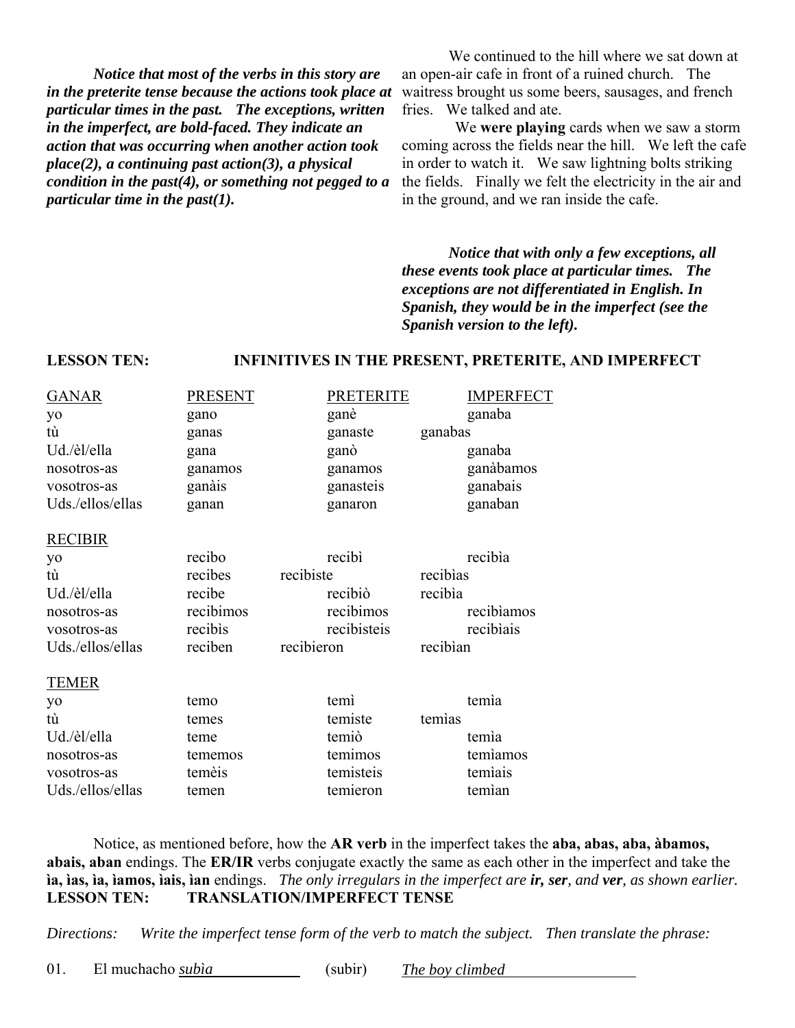***Notice that most of the verbs in this story are in the preterite tense because the actions took place at particular times in the past. The exceptions, written in the imperfect, are bold-faced. They indicate an action that was occurring when another action took place(2), a continuing past action(3), a physical condition in the past(4), or something not pegged to a particular time in the past(1).***

We continued to the hill where we sat down at an open-air cafe in front of a ruined church. The waitress brought us some beers, sausages, and french fries. We talked and ate.

We **were playing** cards when we saw a storm coming across the fields near the hill. We left the cafe in order to watch it. We saw lightning bolts striking the fields. Finally we felt the electricity in the air and in the ground, and we ran inside the cafe.

***Notice that with only a few exceptions, all these events took place at particular times. The exceptions are not differentiated in English. In Spanish, they would be in the imperfect (see the Spanish version to the left).***

## LESSON TEN: INFINITIVES IN THE PRESENT, PRETERITE, AND IMPERFECT

| GANAR | PRESENT | PRETERITE | IMPERFECT |
|---|---|---|---|
| yo | gano | ganè | ganaba |
| tù | ganas | ganaste | ganabas |
| Ud./èl/ella | gana | ganò | ganaba |
| nosotros-as | ganamos | ganamos | ganàbamos |
| vosotros-as | ganàis | ganasteis | ganabais |
| Uds./ellos/ellas | ganan | ganaron | ganaban |

| RECIBIR | | | |
|---|---|---|---|
| yo | recibo | recibì | recibìa |
| tù | recibes | recibiste | recibìas |
| Ud./èl/ella | recibe | recibiò | recibìa |
| nosotros-as | recibimos | recibimos | recibìamos |
| vosotros-as | recibis | recibisteis | recibìais |
| Uds./ellos/ellas | reciben | recibieron | recibìan |

| TEMER | | | |
|---|---|---|---|
| yo | temo | temì | temìa |
| tù | temes | temiste | temìas |
| Ud./èl/ella | teme | temiò | temìa |
| nosotros-as | tememos | temimos | temìamos |
| vosotros-as | temèis | temisteis | temìais |
| Uds./ellos/ellas | temen | temieron | temìan |

Notice, as mentioned before, how the **AR verb** in the imperfect takes the **aba, abas, aba, àbamos, abais, aban** endings. The **ER/IR** verbs conjugate exactly the same as each other in the imperfect and take the **ìa, ìas, ìa, ìamos, ìais, ìan** endings. *The only irregulars in the imperfect are **ir**, **ser**, and **ver**, as shown earlier.*

## LESSON TEN: TRANSLATION/IMPERFECT TENSE

*Directions: Write the imperfect tense form of the verb to match the subject. Then translate the phrase:*

01. El muchacho *subìa* (subir) *The boy climbed*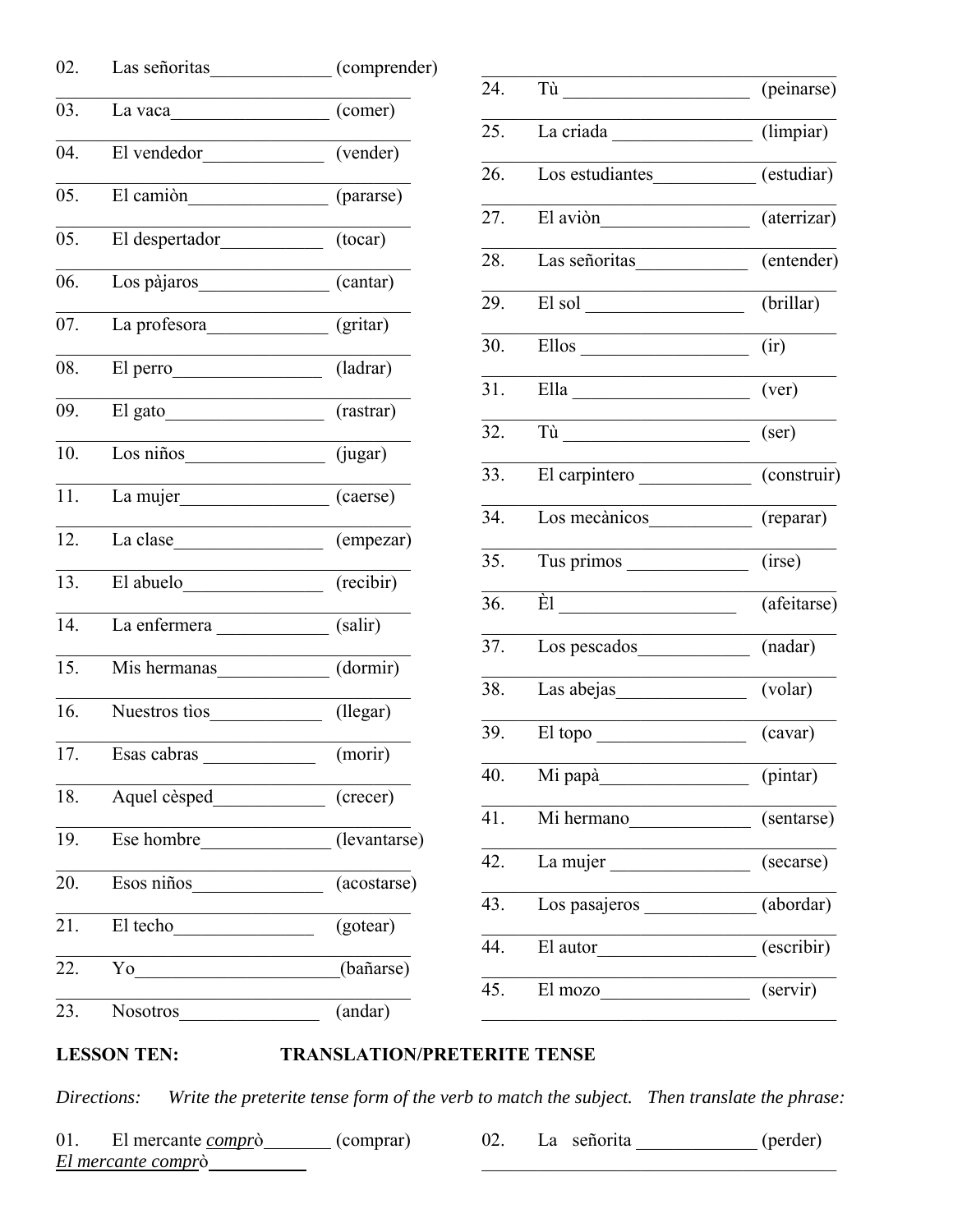02. Las señoritas_____________ (comprender)
_______________________________________

03. La vaca_________________ (comer)
_______________________________________

04. El vendedor_____________ (vender)
_______________________________________

05. El camiòn_______________ (pararse)
_______________________________________

05. El despertador___________ (tocar)
_______________________________________

06. Los pàjaros______________ (cantar)
_______________________________________

07. La profesora_____________ (gritar)
_______________________________________

08. El perro________________ (ladrar)
_______________________________________

09. El gato_________________ (rastrar)
_______________________________________

10. Los niños_______________ (jugar)
_______________________________________

11. La mujer________________ (caerse)
_______________________________________

12. La clase________________ (empezar)
_______________________________________

13. El abuelo_______________ (recibir)
_______________________________________

14. La enfermera ____________ (salir)
_______________________________________

15. Mis hermanas____________ (dormir)
_______________________________________

16. Nuestros tìos____________ (llegar)
_______________________________________

17. Esas cabras ____________ (morir)
_______________________________________

18. Aquel cèsped____________ (crecer)
_______________________________________

19. Ese hombre______________ (levantarse)
_______________________________________

20. Esos niños______________ (acostarse)
_______________________________________

21. El techo_______________ (gotear)
_______________________________________

22. Yo______________________(bañarse)
_______________________________________

23. Nosotros_______________ (andar)
_______________________________________

24. Tù ____________________ (peinarse)
_______________________________________

25. La criada _______________ (limpiar)
_______________________________________

26. Los estudiantes___________ (estudiar)
_______________________________________

27. El aviòn________________ (aterrizar)
_______________________________________

28. Las señoritas____________ (entender)
_______________________________________

29. El sol ________________ (brillar)
_______________________________________

30. Ellos _________________ (ir)
_______________________________________

31. Ella ___________________ (ver)
_______________________________________

32. Tù ____________________ (ser)
_______________________________________

33. El carpintero ____________ (construir)
_______________________________________

34. Los mecànicos___________ (reparar)
_______________________________________

35. Tus primos _____________ (irse)
_______________________________________

36. Èl ___________________ (afeitarse)
_______________________________________

37. Los pescados____________ (nadar)
_______________________________________

38. Las abejas______________ (volar)
_______________________________________

39. El topo ________________ (cavar)
_______________________________________

40. Mi papà________________ (pintar)
_______________________________________

41. Mi hermano_____________ (sentarse)
_______________________________________

42. La mujer _______________ (secarse)
_______________________________________

43. Los pasajeros ____________ (abordar)
_______________________________________

44. El autor_________________ (escribir)
_______________________________________

45. El mozo________________ (servir)
_______________________________________

**LESSON TEN: TRANSLATION/PRETERITE TENSE**

*Directions: Write the preterite tense form of the verb to match the subject. Then translate the phrase:*

01. El mercante *compr*ò_______ (comprar)
*El mercante compr*ò__________

02. La señorita _____________ (perder)
_______________________________________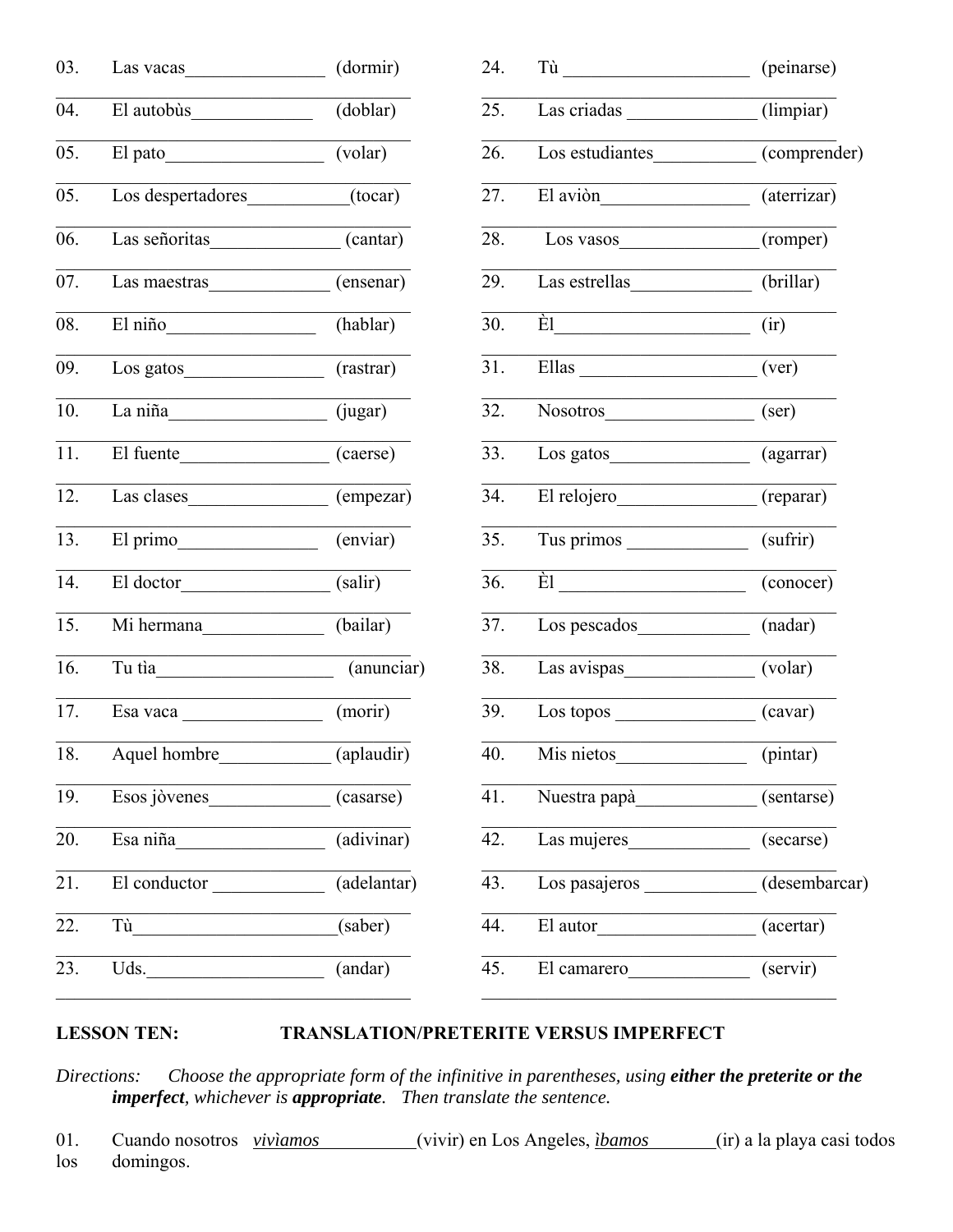03. Las vacas_______________ (dormir)

04. El autobùs_____________ (doblar)

05. El pato_________________ (volar)

05. Los despertadores___________(tocar)

06. Las señoritas______________ (cantar)

07. Las maestras_____________ (ensenar)

08. El niño________________ (hablar)

09. Los gatos_______________ (rastrar)

10. La niña_________________ (jugar)

11. El fuente________________ (caerse)

12. Las clases_______________ (empezar)

13. El primo_______________ (enviar)

14. El doctor________________ (salir)

15. Mi hermana_____________ (bailar)

16. Tu tìa___________________ (anunciar)

17. Esa vaca _______________ (morir)

18. Aquel hombre____________ (aplaudir)

19. Esos jòvenes_____________ (casarse)

20. Esa niña________________ (adivinar)

21. El conductor ____________ (adelantar)

22. Tù_____________________(saber)

23. Uds.___________________ (andar)

24. Tù ____________________ (peinarse)

25. Las criadas ______________ (limpiar)

26. Los estudiantes___________ (comprender)

27. El aviòn________________ (aterrizar)

28. Los vasos________________(romper)

29. Las estrellas_____________ (brillar)

30. Èl______________________ (ir)

31. Ellas ___________________ (ver)

32. Nosotros________________ (ser)

33. Los gatos________________ (agarrar)

34. El relojero_______________ (reparar)

35. Tus primos _____________ (sufrir)

36. Èl ____________________ (conocer)

37. Los pescados____________ (nadar)

38. Las avispas______________ (volar)

39. Los topos _______________ (cavar)

40. Mis nietos______________ (pintar)

41. Nuestra papà_____________ (sentarse)

42. Las mujeres_____________ (secarse)

43. Los pasajeros ____________ (desembarcar)

44. El autor_________________ (acertar)

45. El camarero_____________ (servir)

## LESSON TEN: TRANSLATION/PRETERITE VERSUS IMPERFECT

*Directions: Choose the appropriate form of the infinitive in parentheses, using **either the preterite or the imperfect**, whichever is **appropriate**. Then translate the sentence.*

01. Cuando nosotros *vivìamos*___________(vivir) en Los Angeles, *ìbamos*________(ir) a la playa casi todos los domingos.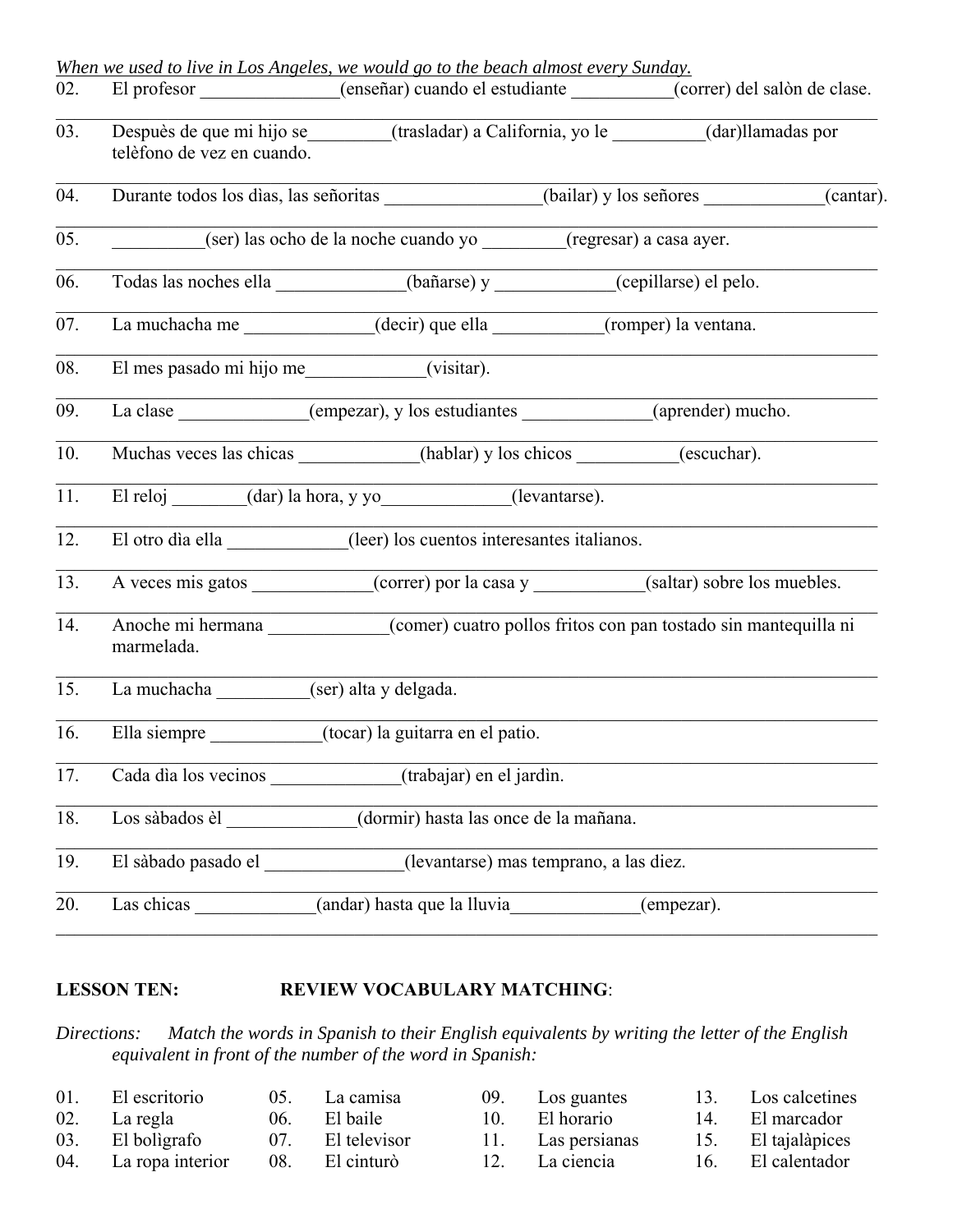*When we used to live in Los Angeles, we would go to the beach almost every Sunday.*

02. El profesor _______________(enseñar) cuando el estudiante ___________(correr) del salòn de clase.

03. Despuès de que mi hijo se_________(trasladar) a California, yo le __________(dar)llamadas por telèfono de vez en cuando.

04. Durante todos los dìas, las señoritas _________________(bailar) y los señores _____________(cantar).

05. __________(ser) las ocho de la noche cuando yo _________(regresar) a casa ayer.

06. Todas las noches ella ______________(bañarse) y _____________(cepillarse) el pelo.

07. La muchacha me ______________(decir) que ella ____________(romper) la ventana.

08. El mes pasado mi hijo me_____________(visitar).

09. La clase ______________(empezar), y los estudiantes ______________(aprender) mucho.

10. Muchas veces las chicas _____________(hablar) y los chicos ___________(escuchar).

11. El reloj ________(dar) la hora, y yo______________(levantarse).

12. El otro dìa ella _____________(leer) los cuentos interesantes italianos.

13. A veces mis gatos _____________(correr) por la casa y ____________(saltar) sobre los muebles.

14. Anoche mi hermana _____________(comer) cuatro pollos fritos con pan tostado sin mantequilla ni marmelada.

15. La muchacha __________(ser) alta y delgada.

16. Ella siempre ____________(tocar) la guitarra en el patio.

17. Cada dìa los vecinos ______________(trabajar) en el jardìn.

18. Los sàbados èl ______________(dormir) hasta las once de la mañana.

19. El sàbado pasado el _______________(levantarse) mas temprano, a las diez.

20. Las chicas _____________(andar) hasta que la lluvia______________(empezar).

**LESSON TEN: REVIEW VOCABULARY MATCHING**:

*Directions: Match the words in Spanish to their English equivalents by writing the letter of the English equivalent in front of the number of the word in Spanish:*

| | | | | | | | |
|---|---|---|---|---|---|---|---|
| 01. | El escritorio | 05. | La camisa | 09. | Los guantes | 13. | Los calcetines |
| 02. | La regla | 06. | El baile | 10. | El horario | 14. | El marcador |
| 03. | El bolìgrafo | 07. | El televisor | 11. | Las persianas | 15. | El tajalàpices |
| 04. | La ropa interior | 08. | El cinturò | 12. | La ciencia | 16. | El calentador |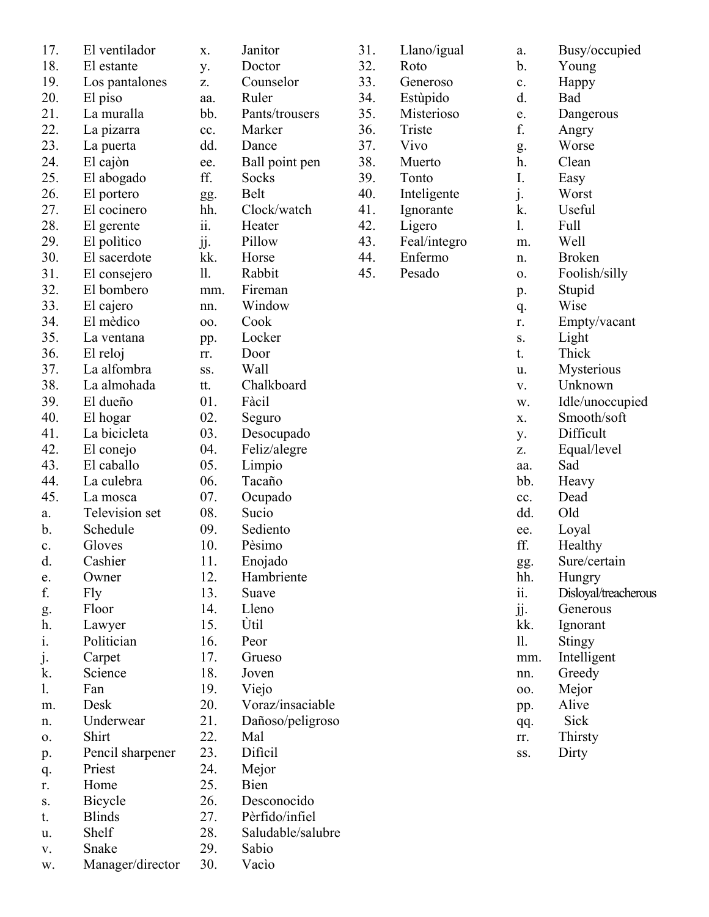17. El ventilador
18. El estante
19. Los pantalones
20. El piso
21. La muralla
22. La pizarra
23. La puerta
24. El cajòn
25. El abogado
26. El portero
27. El cocinero
28. El gerente
29. El polìtico
30. El sacerdote
31. El consejero
32. El bombero
33. El cajero
34. El mèdico
35. La ventana
36. El reloj
37. La alfombra
38. La almohada
39. El dueño
40. El hogar
41. La bicicleta
42. El conejo
43. El caballo
44. La culebra
45. La mosca

a. Television set
b. Schedule
c. Gloves
d. Cashier
e. Owner
f. Fly
g. Floor
h. Lawyer
i. Politician
j. Carpet
k. Science
l. Fan
m. Desk
n. Underwear
o. Shirt
p. Pencil sharpener
q. Priest
r. Home
s. Bicycle
t. Blinds
u. Shelf
v. Snake
w. Manager/director
x. Janitor
y. Doctor
z. Counselor
aa. Ruler
bb. Pants/trousers
cc. Marker
dd. Dance
ee. Ball point pen
ff. Socks
gg. Belt
hh. Clock/watch
ii. Heater
jj. Pillow
kk. Horse
ll. Rabbit
mm. Fireman
nn. Window
oo. Cook
pp. Locker
rr. Door
ss. Wall
tt. Chalkboard

01. Fàcil
02. Seguro
03. Desocupado
04. Feliz/alegre
05. Limpio
06. Tacaño
07. Ocupado
08. Sucio
09. Sediento
10. Pèsimo
11. Enojado
12. Hambriente
13. Suave
14. Lleno
15. Ùtil
16. Peor
17. Grueso
18. Joven
19. Viejo
20. Voraz/insaciable
21. Dañoso/peligroso
22. Mal
23. Dificil
24. Mejor
25. Bien
26. Desconocido
27. Pèrfido/infiel
28. Saludable/salubre
29. Sabio
30. Vacìo
31. Llano/igual
32. Roto
33. Generoso
34. Estùpido
35. Misterioso
36. Triste
37. Vivo
38. Muerto
39. Tonto
40. Inteligente
41. Ignorante
42. Ligero
43. Feal/integro
44. Enfermo
45. Pesado

a. Busy/occupied
b. Young
c. Happy
d. Bad
e. Dangerous
f. Angry
g. Worse
h. Clean
I. Easy
j. Worst
k. Useful
l. Full
m. Well
n. Broken
o. Foolish/silly
p. Stupid
q. Wise
r. Empty/vacant
s. Light
t. Thick
u. Mysterious
v. Unknown
w. Idle/unoccupied
x. Smooth/soft
y. Difficult
z. Equal/level
aa. Sad
bb. Heavy
cc. Dead
dd. Old
ee. Loyal
ff. Healthy
gg. Sure/certain
hh. Hungry
ii. Disloyal/treacherous
jj. Generous
kk. Ignorant
ll. Stingy
mm. Intelligent
nn. Greedy
oo. Mejor
pp. Alive
qq. Sick
rr. Thirsty
ss. Dirty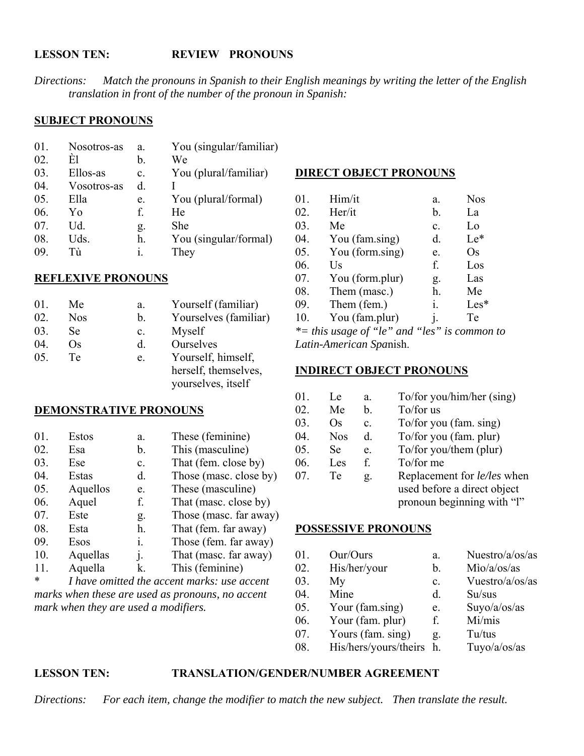**LESSON TEN: REVIEW PRONOUNS**

*Directions: Match the pronouns in Spanish to their English meanings by writing the letter of the English translation in front of the number of the pronoun in Spanish:*

**SUBJECT PRONOUNS**

| | | | |
|---|---|---|---|
| 01. | Nosotros-as | a. | You (singular/familiar) |
| 02. | Èl | b. | We |
| 03. | Ellos-as | c. | You (plural/familiar) |
| 04. | Vosotros-as | d. | I |
| 05. | Ella | e. | You (plural/formal) |
| 06. | Yo | f. | He |
| 07. | Ud. | g. | She |
| 08. | Uds. | h. | You (singular/formal) |
| 09. | Tù | i. | They |

**REFLEXIVE PRONOUNS**

| | | | |
|---|---|---|---|
| 01. | Me | a. | Yourself (familiar) |
| 02. | Nos | b. | Yourselves (familiar) |
| 03. | Se | c. | Myself |
| 04. | Os | d. | Ourselves |
| 05. | Te | e. | Yourself, himself, herself, themselves, yourselves, itself |

**DEMONSTRATIVE PRONOUNS**

| | | | |
|---|---|---|---|
| 01. | Estos | a. | These (feminine) |
| 02. | Esa | b. | This (masculine) |
| 03. | Ese | c. | That (fem. close by) |
| 04. | Estas | d. | Those (masc. close by) |
| 05. | Aquellos | e. | These (masculine) |
| 06. | Aquel | f. | That (masc. close by) |
| 07. | Este | g. | Those (masc. far away) |
| 08. | Esta | h. | That (fem. far away) |
| 09. | Esos | i. | Those (fem. far away) |
| 10. | Aquellas | j. | That (masc. far away) |
| 11. | Aquella | k. | This (feminine) |

\* *I have omitted the accent marks: use accent marks when these are used as pronouns, no accent mark when they are used a modifiers.*

**DIRECT OBJECT PRONOUNS**

| | | | |
|---|---|---|---|
| 01. | Him/it | a. | Nos |
| 02. | Her/it | b. | La |
| 03. | Me | c. | Lo |
| 04. | You (fam.sing) | d. | Le* |
| 05. | You (form.sing) | e. | Os |
| 06. | Us | f. | Los |
| 07. | You (form.plur) | g. | Las |
| 08. | Them (masc.) | h. | Me |
| 09. | Them (fem.) | i. | Les* |
| 10. | You (fam.plur) | j. | Te |

*\*= this usage of "le" and "les" is common to Latin-American Spanish.*

**INDIRECT OBJECT PRONOUNS**

| | | | |
|---|---|---|---|
| 01. | Le | a. | To/for you/him/her (sing) |
| 02. | Me | b. | To/for us |
| 03. | Os | c. | To/for you (fam. sing) |
| 04. | Nos | d. | To/for you (fam. plur) |
| 05. | Se | e. | To/for you/them (plur) |
| 06. | Les | f. | To/for me |
| 07. | Te | g. | Replacement for *le/les* when used before a direct object pronoun beginning with "l" |

**POSSESSIVE PRONOUNS**

| | | | |
|---|---|---|---|
| 01. | Our/Ours | a. | Nuestro/a/os/as |
| 02. | His/her/your | b. | Mìo/a/os/as |
| 03. | My | c. | Vuestro/a/os/as |
| 04. | Mine | d. | Su/sus |
| 05. | Your (fam.sing) | e. | Suyo/a/os/as |
| 06. | Your (fam. plur) | f. | Mi/mis |
| 07. | Yours (fam. sing) | g. | Tu/tus |
| 08. | His/hers/yours/theirs | h. | Tuyo/a/os/as |

**LESSON TEN: TRANSLATION/GENDER/NUMBER AGREEMENT**

*Directions: For each item, change the modifier to match the new subject. Then translate the result.*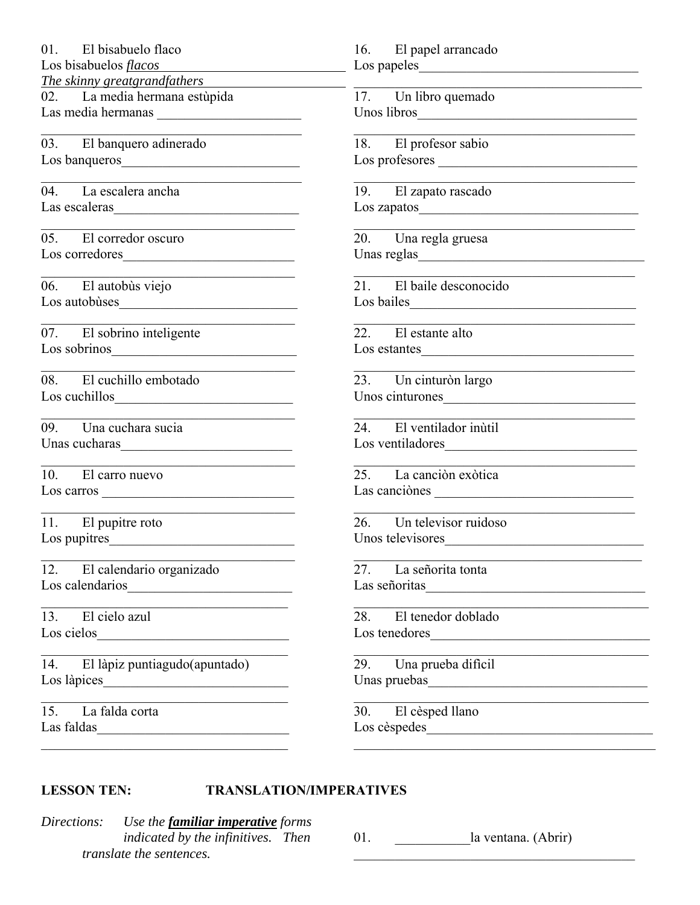01. El bisabuelo flaco
Los bisabuelos *flacos*
*The skinny greatgrandfathers*

02. La media hermana estùpida
Las media hermanas ____________________

____________________

03. El banquero adinerado
Los banqueros____________________

____________________

04. La escalera ancha
Las escaleras____________________

____________________

05. El corredor oscuro
Los corredores____________________

____________________

06. El autobùs viejo
Los autobùses____________________

____________________

07. El sobrino inteligente
Los sobrinos____________________

____________________

08. El cuchillo embotado
Los cuchillos____________________

____________________

09. Una cuchara sucia
Unas cucharas____________________

____________________

10. El carro nuevo
Los carros ____________________

____________________

11. El pupitre roto
Los pupitres____________________

____________________

12. El calendario organizado
Los calendarios____________________

____________________

13. El cielo azul
Los cielos____________________

____________________

14. El làpiz puntiagudo(apuntado)
Los làpices____________________

____________________

15. La falda corta
Las faldas____________________

____________________

16. El papel arrancado
Los papeles____________________

____________________

17. Un libro quemado
Unos libros____________________

____________________

18. El profesor sabio
Los profesores ____________________

____________________

19. El zapato rascado
Los zapatos____________________

____________________

20. Una regla gruesa
Unas reglas____________________

____________________

21. El baile desconocido
Los bailes____________________

____________________

22. El estante alto
Los estantes____________________

____________________

23. Un cinturòn largo
Unos cinturones____________________

____________________

24. El ventilador inùtil
Los ventiladores____________________

____________________

25. La canciòn exòtica
Las canciònes ____________________

____________________

26. Un televisor ruidoso
Unos televisores____________________

____________________

27. La señorita tonta
Las señoritas____________________

____________________

28. El tenedor doblado
Los tenedores____________________

____________________

29. Una prueba difìcil
Unas pruebas____________________

____________________

30. El cèsped llano
Los cèspedes____________________

____________________

## LESSON TEN: TRANSLATION/IMPERATIVES

*Directions: Use the **familiar imperative** forms indicated by the infinitives. Then translate the sentences.*

01. ___________la ventana. (Abrir)

____________________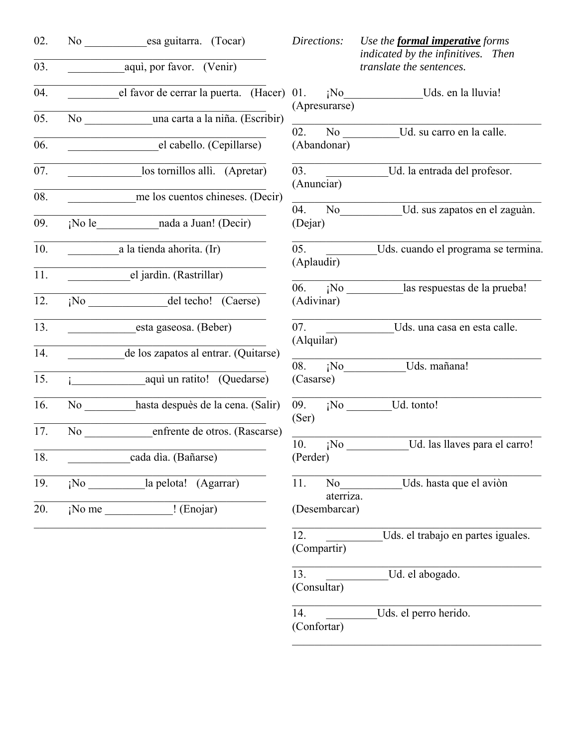02. No ___________esa guitarra. (Tocar)

___________________________________________

03. __________aquì, por favor. (Venir)

___________________________________________

04. _________el favor de cerrar la puerta. (Hacer)

___________________________________________

05. No ____________una carta a la niña. (Escribir)

___________________________________________

06. ________________el cabello. (Cepillarse)

___________________________________________

07. _____________los tornillos allì. (Apretar)

___________________________________________

08. ____________me los cuentos chineses. (Decir)

___________________________________________

09. ¡No le___________nada a Juan! (Decir)

___________________________________________

10. _________a la tienda ahorita. (Ir)

___________________________________________

11. ___________el jardìn. (Rastrillar)

___________________________________________

12. ¡No ______________del techo! (Caerse)

___________________________________________

13. ____________esta gaseosa. (Beber)

___________________________________________

14. __________de los zapatos al entrar. (Quitarse)

___________________________________________

15. ¡_____________aquì un ratito! (Quedarse)

___________________________________________

16. No _________hasta despuès de la cena. (Salir)

___________________________________________

17. No ____________enfrente de otros. (Rascarse)

___________________________________________

18. ___________cada dìa. (Bañarse)

___________________________________________

19. ¡No __________la pelota! (Agarrar)

___________________________________________

20. ¡No me ____________! (Enojar)

___________________________________________

*Directions:* *Use the* ***formal imperative*** *forms indicated by the infinitives. Then translate the sentences.*

01. ¡No______________Uds. en la lluvia! (Apresurarse)

___________________________________________

02. No __________Ud. su carro en la calle. (Abandonar)

___________________________________________

03. ___________Ud. la entrada del profesor. (Anunciar)

___________________________________________

04. No___________Ud. sus zapatos en el zaguàn. (Dejar)

___________________________________________

05. _________Uds. cuando el programa se termina. (Aplaudir)

___________________________________________

06. ¡No __________las respuestas de la prueba! (Adivinar)

___________________________________________

07. ____________Uds. una casa en esta calle. (Alquilar)

___________________________________________

08. ¡No___________Uds. mañana! (Casarse)

___________________________________________

09. ¡No ________Ud. tonto! (Ser)

___________________________________________

10. ¡No ___________Ud. las llaves para el carro! (Perder)

___________________________________________

11. No___________Uds. hasta que el aviòn aterriza. (Desembarcar)

___________________________________________

12. __________Uds. el trabajo en partes iguales. (Compartir)

___________________________________________

13. ___________Ud. el abogado. (Consultar)

___________________________________________

14. _________Uds. el perro herido. (Confortar)

___________________________________________